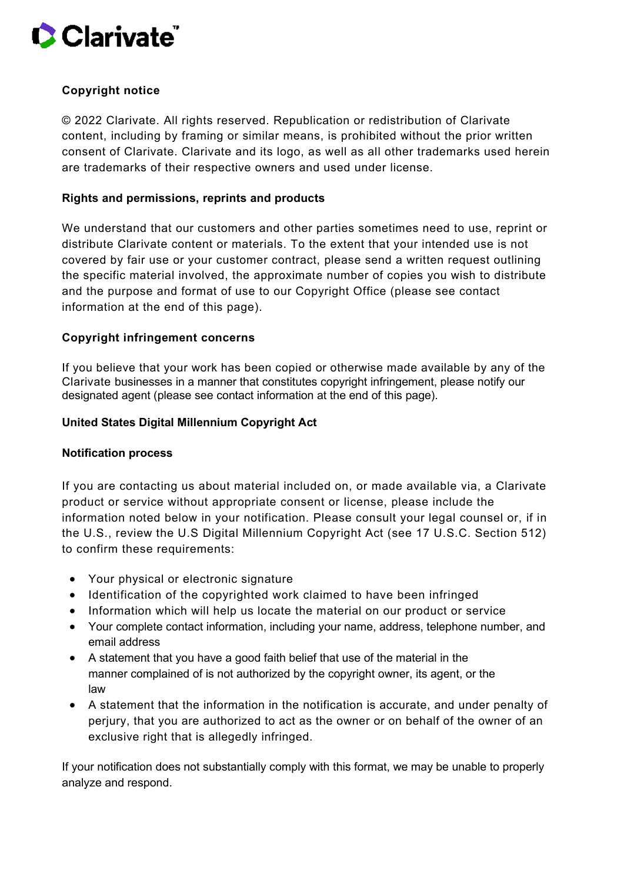Clarivate™

## Copyright notice

© 2022 Clarivate. All rights reserved. Republication or redistribution of Clarivate content, including by framing or similar means, is prohibited without the prior written consent of Clarivate. Clarivate and its logo, as well as all other trademarks used herein are trademarks of their respective owners and used under license.

## Rights and permissions, reprints and products

We understand that our customers and other parties sometimes need to use, reprint or distribute Clarivate content or materials. To the extent that your intended use is not covered by fair use or your customer contract, please send a written request outlining the specific material involved, the approximate number of copies you wish to distribute and the purpose and format of use to our Copyright Office (please see contact information at the end of this page).

## Copyright infringement concerns

If you believe that your work has been copied or otherwise made available by any of the Clarivate businesses in a manner that constitutes copyright infringement, please notify our designated agent (please see contact information at the end of this page).

## United States Digital Millennium Copyright Act

### Notification process

If you are contacting us about material included on, or made available via, a Clarivate product or service without appropriate consent or license, please include the information noted below in your notification. Please consult your legal counsel or, if in the U.S., review the U.S Digital Millennium Copyright Act (see 17 U.S.C. Section 512) to confirm these requirements:

- Your physical or electronic signature
- Identification of the copyrighted work claimed to have been infringed
- Information which will help us locate the material on our product or service
- Your complete contact information, including your name, address, telephone number, and email address
- A statement that you have a good faith belief that use of the material in the manner complained of is not authorized by the copyright owner, its agent, or the law
- A statement that the information in the notification is accurate, and under penalty of perjury, that you are authorized to act as the owner or on behalf of the owner of an exclusive right that is allegedly infringed.

If your notification does not substantially comply with this format, we may be unable to properly analyze and respond.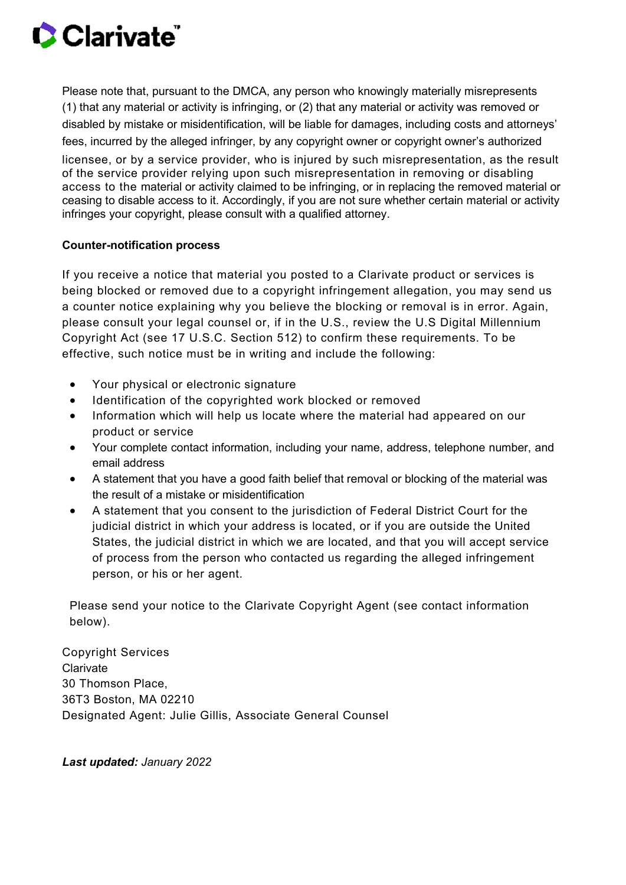Please note that, pursuant to the DMCA, any person who knowingly materially misrepresents (1) that any material or activity is infringing, or (2) that any material or activity was removed or disabled by mistake or misidentification, will be liable for damages, including costs and attorneys' fees, incurred by the alleged infringer, by any copyright owner or copyright owner's authorized licensee, or by a service provider, who is injured by such misrepresentation, as the result of the service provider relying upon such misrepresentation in removing or disabling access to the material or activity claimed to be infringing, or in replacing the removed material or ceasing to disable access to it. Accordingly, if you are not sure whether certain material or activity infringes your copyright, please consult with a qualified attorney.

**Counter-notification process**

If you receive a notice that material you posted to a Clarivate product or services is being blocked or removed due to a copyright infringement allegation, you may send us a counter notice explaining why you believe the blocking or removal is in error. Again, please consult your legal counsel or, if in the U.S., review the U.S Digital Millennium Copyright Act (see 17 U.S.C. Section 512) to confirm these requirements. To be effective, such notice must be in writing and include the following:

- Your physical or electronic signature
- Identification of the copyrighted work blocked or removed
- Information which will help us locate where the material had appeared on our product or service
- Your complete contact information, including your name, address, telephone number, and email address
- A statement that you have a good faith belief that removal or blocking of the material was the result of a mistake or misidentification
- A statement that you consent to the jurisdiction of Federal District Court for the judicial district in which your address is located, or if you are outside the United States, the judicial district in which we are located, and that you will accept service of process from the person who contacted us regarding the alleged infringement person, or his or her agent.

Please send your notice to the Clarivate Copyright Agent (see contact information below).

Copyright Services
Clarivate
30 Thomson Place,
36T3 Boston, MA 02210
Designated Agent: Julie Gillis, Associate General Counsel

***Last updated:*** *January 2022*